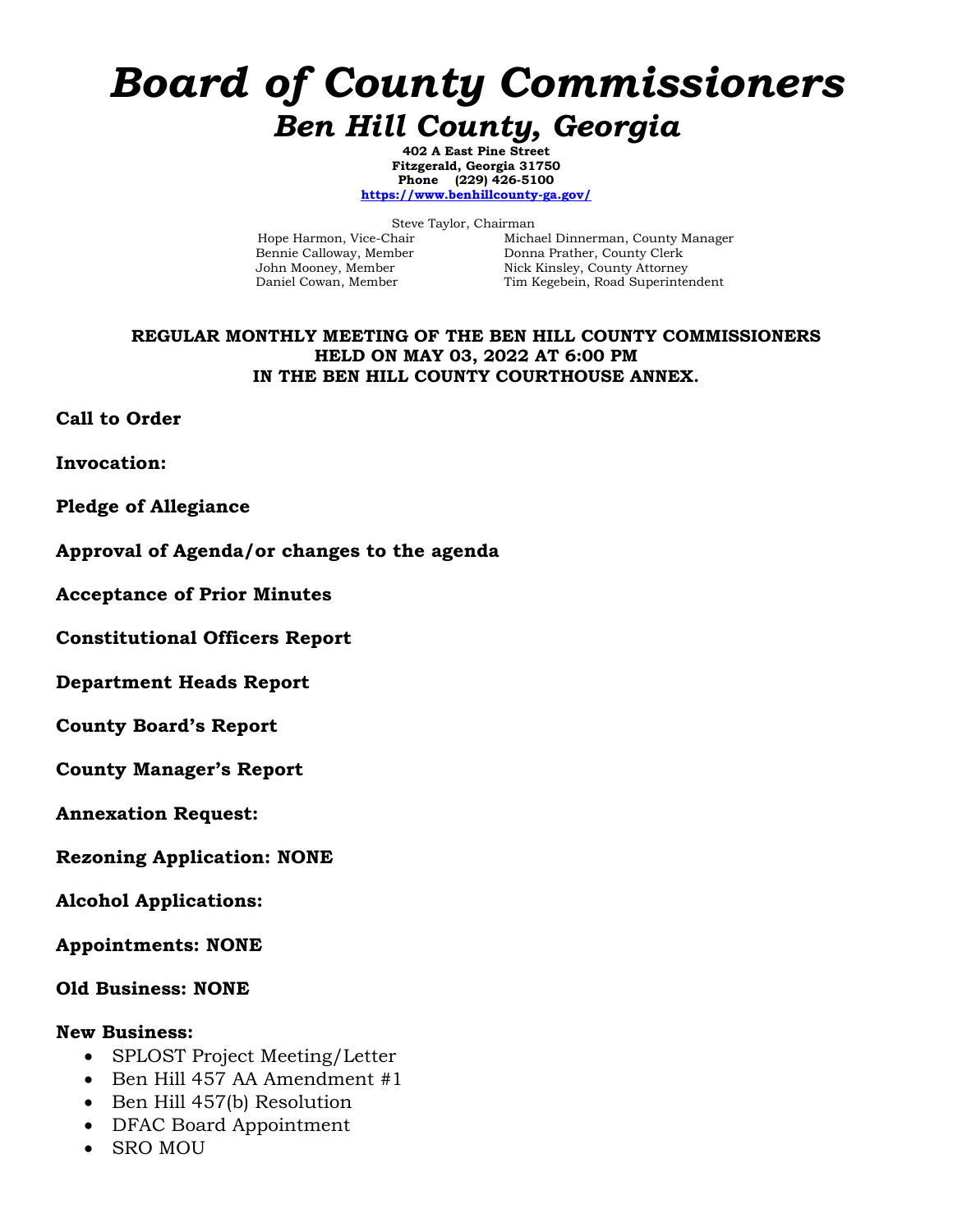# *Board of County Commissioners*

## *Ben Hill County, Georgia*

**402 A East Pine Street**
**Fitzgerald, Georgia 31750**
**Phone (229) 426-5100**
**https://www.benhillcounty-ga.gov/**

Steve Taylor, Chairman

Hope Harmon, Vice-Chair
Bennie Calloway, Member
John Mooney, Member
Daniel Cowan, Member

Michael Dinnerman, County Manager
Donna Prather, County Clerk
Nick Kinsley, County Attorney
Tim Kegebein, Road Superintendent

**REGULAR MONTHLY MEETING OF THE BEN HILL COUNTY COMMISSIONERS**
**HELD ON MAY 03, 2022 AT 6:00 PM**
**IN THE BEN HILL COUNTY COURTHOUSE ANNEX.**

**Call to Order**

**Invocation:**

**Pledge of Allegiance**

**Approval of Agenda/or changes to the agenda**

**Acceptance of Prior Minutes**

**Constitutional Officers Report**

**Department Heads Report**

**County Board's Report**

**County Manager's Report**

**Annexation Request:**

**Rezoning Application: NONE**

**Alcohol Applications:**

**Appointments: NONE**

**Old Business: NONE**

**New Business:**

- SPLOST Project Meeting/Letter
- Ben Hill 457 AA Amendment #1
- Ben Hill 457(b) Resolution
- DFAC Board Appointment
- SRO MOU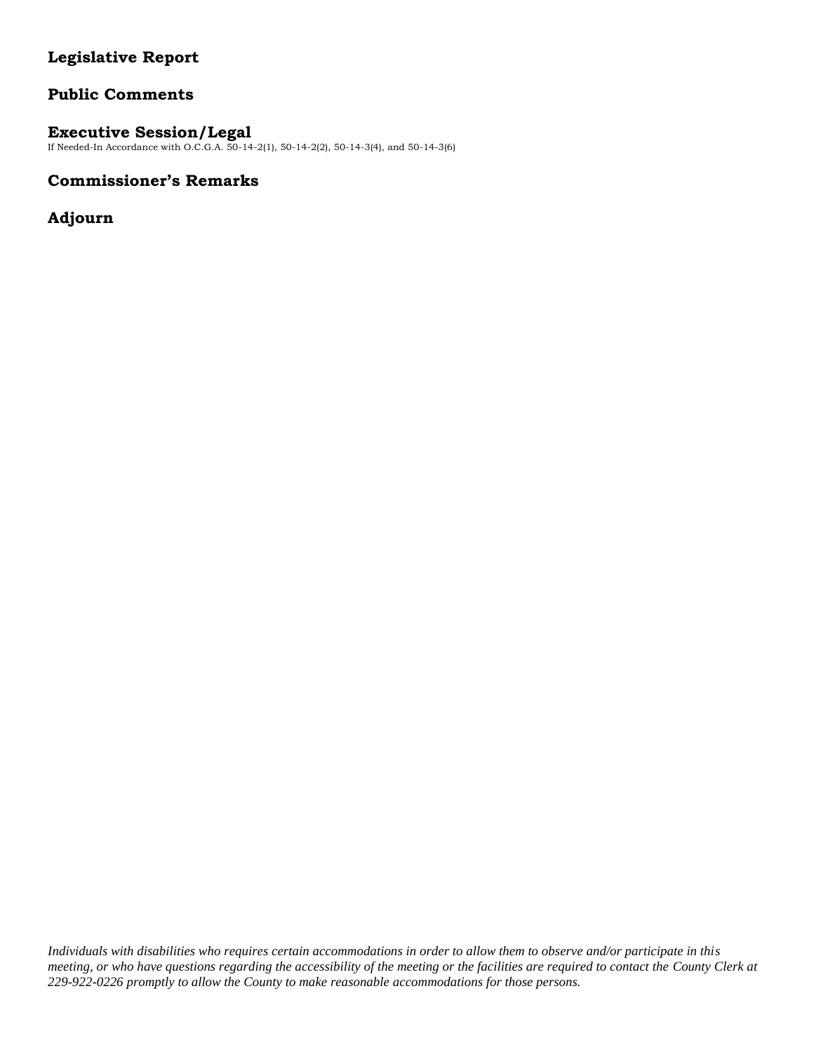**Legislative Report**

**Public Comments**

**Executive Session/Legal**

If Needed-In Accordance with O.C.G.A. 50-14-2(1), 50-14-2(2), 50-14-3(4), and 50-14-3(6)

**Commissioner's Remarks**

**Adjourn**

*Individuals with disabilities who requires certain accommodations in order to allow them to observe and/or participate in this meeting, or who have questions regarding the accessibility of the meeting or the facilities are required to contact the County Clerk at 229-922-0226 promptly to allow the County to make reasonable accommodations for those persons.*